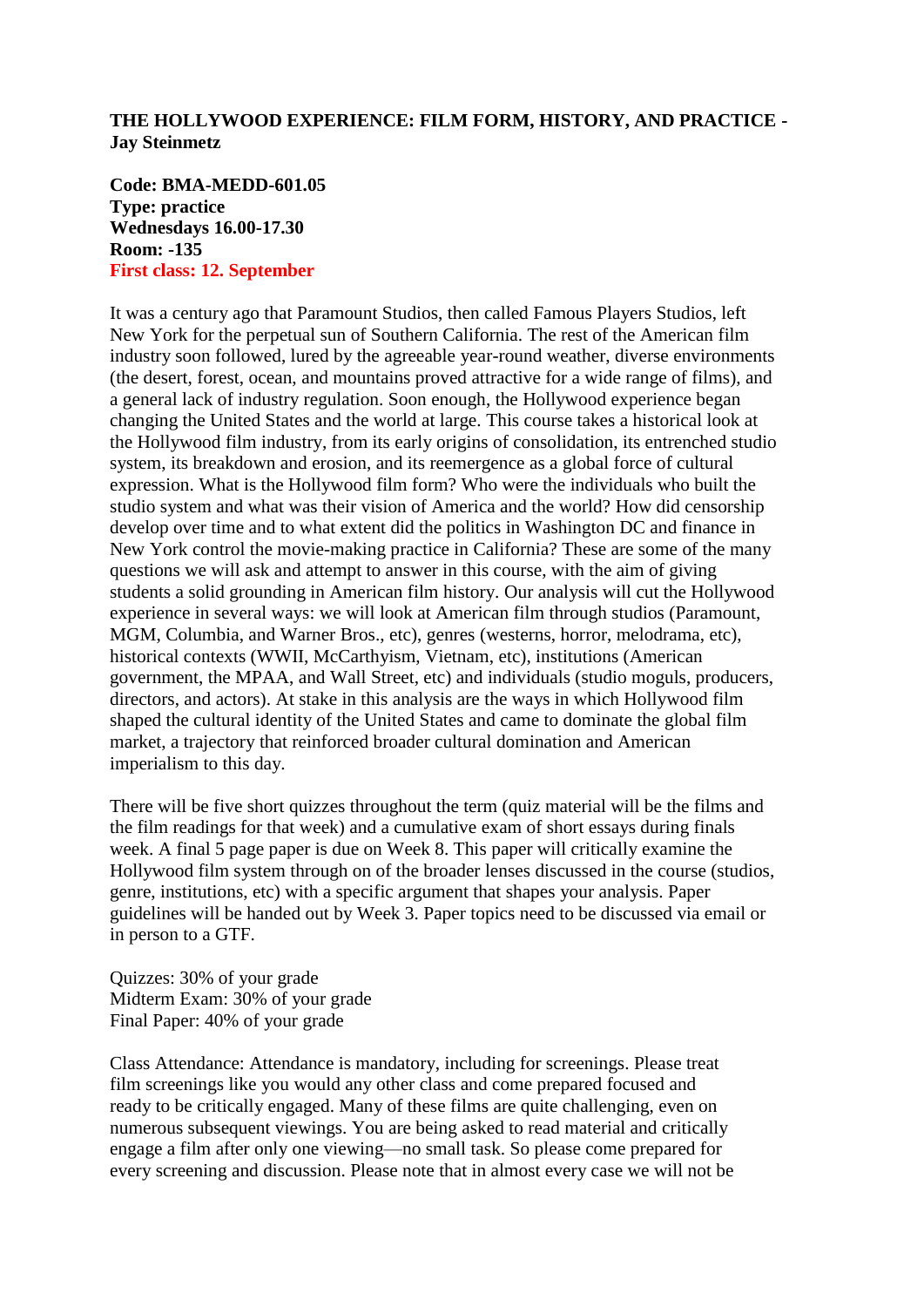**THE HOLLYWOOD EXPERIENCE: FILM FORM, HISTORY, AND PRACTICE - Jay Steinmetz**

**Code: BMA-MEDD-601.05**
**Type: practice**
**Wednesdays 16.00-17.30**
**Room: -135**
**First class: 12. September**

It was a century ago that Paramount Studios, then called Famous Players Studios, left New York for the perpetual sun of Southern California. The rest of the American film industry soon followed, lured by the agreeable year-round weather, diverse environments (the desert, forest, ocean, and mountains proved attractive for a wide range of films), and a general lack of industry regulation. Soon enough, the Hollywood experience began changing the United States and the world at large. This course takes a historical look at the Hollywood film industry, from its early origins of consolidation, its entrenched studio system, its breakdown and erosion, and its reemergence as a global force of cultural expression. What is the Hollywood film form? Who were the individuals who built the studio system and what was their vision of America and the world? How did censorship develop over time and to what extent did the politics in Washington DC and finance in New York control the movie-making practice in California? These are some of the many questions we will ask and attempt to answer in this course, with the aim of giving students a solid grounding in American film history. Our analysis will cut the Hollywood experience in several ways: we will look at American film through studios (Paramount, MGM, Columbia, and Warner Bros., etc), genres (westerns, horror, melodrama, etc), historical contexts (WWII, McCarthyism, Vietnam, etc), institutions (American government, the MPAA, and Wall Street, etc) and individuals (studio moguls, producers, directors, and actors). At stake in this analysis are the ways in which Hollywood film shaped the cultural identity of the United States and came to dominate the global film market, a trajectory that reinforced broader cultural domination and American imperialism to this day.

There will be five short quizzes throughout the term (quiz material will be the films and the film readings for that week) and a cumulative exam of short essays during finals week. A final 5 page paper is due on Week 8. This paper will critically examine the Hollywood film system through on of the broader lenses discussed in the course (studios, genre, institutions, etc) with a specific argument that shapes your analysis. Paper guidelines will be handed out by Week 3. Paper topics need to be discussed via email or in person to a GTF.

Quizzes: 30% of your grade
Midterm Exam: 30% of your grade
Final Paper: 40% of your grade

Class Attendance: Attendance is mandatory, including for screenings. Please treat film screenings like you would any other class and come prepared focused and ready to be critically engaged. Many of these films are quite challenging, even on numerous subsequent viewings. You are being asked to read material and critically engage a film after only one viewing—no small task. So please come prepared for every screening and discussion. Please note that in almost every case we will not be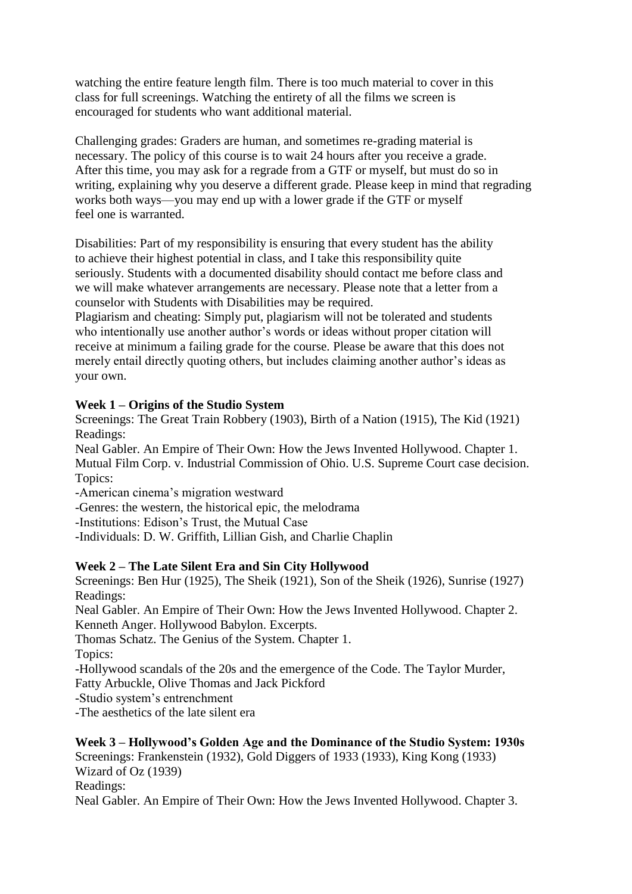watching the entire feature length film. There is too much material to cover in this class for full screenings. Watching the entirety of all the films we screen is encouraged for students who want additional material.

Challenging grades: Graders are human, and sometimes re-grading material is necessary. The policy of this course is to wait 24 hours after you receive a grade. After this time, you may ask for a regrade from a GTF or myself, but must do so in writing, explaining why you deserve a different grade. Please keep in mind that regrading works both ways—you may end up with a lower grade if the GTF or myself feel one is warranted.

Disabilities: Part of my responsibility is ensuring that every student has the ability to achieve their highest potential in class, and I take this responsibility quite seriously. Students with a documented disability should contact me before class and we will make whatever arrangements are necessary. Please note that a letter from a counselor with Students with Disabilities may be required.
Plagiarism and cheating: Simply put, plagiarism will not be tolerated and students who intentionally use another author's words or ideas without proper citation will receive at minimum a failing grade for the course. Please be aware that this does not merely entail directly quoting others, but includes claiming another author's ideas as your own.

**Week 1 – Origins of the Studio System**
Screenings: The Great Train Robbery (1903), Birth of a Nation (1915), The Kid (1921)
Readings:
Neal Gabler. An Empire of Their Own: How the Jews Invented Hollywood. Chapter 1.
Mutual Film Corp. v. Industrial Commission of Ohio. U.S. Supreme Court case decision.
Topics:
-American cinema's migration westward
-Genres: the western, the historical epic, the melodrama
-Institutions: Edison's Trust, the Mutual Case
-Individuals: D. W. Griffith, Lillian Gish, and Charlie Chaplin

**Week 2 – The Late Silent Era and Sin City Hollywood**
Screenings: Ben Hur (1925), The Sheik (1921), Son of the Sheik (1926), Sunrise (1927)
Readings:
Neal Gabler. An Empire of Their Own: How the Jews Invented Hollywood. Chapter 2.
Kenneth Anger. Hollywood Babylon. Excerpts.
Thomas Schatz. The Genius of the System. Chapter 1.
Topics:
-Hollywood scandals of the 20s and the emergence of the Code. The Taylor Murder, Fatty Arbuckle, Olive Thomas and Jack Pickford
-Studio system's entrenchment
-The aesthetics of the late silent era

**Week 3 – Hollywood's Golden Age and the Dominance of the Studio System: 1930s**
Screenings: Frankenstein (1932), Gold Diggers of 1933 (1933), King Kong (1933) Wizard of Oz (1939)
Readings:
Neal Gabler. An Empire of Their Own: How the Jews Invented Hollywood. Chapter 3.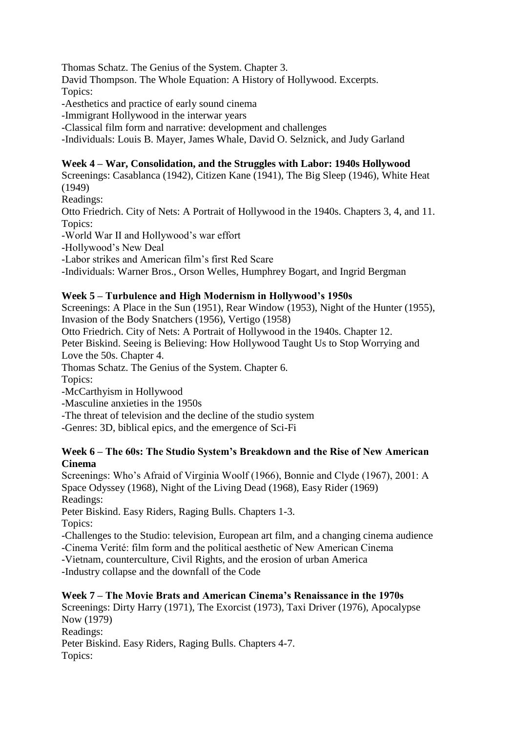Thomas Schatz. The Genius of the System. Chapter 3.
David Thompson. The Whole Equation: A History of Hollywood. Excerpts.
Topics:
-Aesthetics and practice of early sound cinema
-Immigrant Hollywood in the interwar years
-Classical film form and narrative: development and challenges
-Individuals: Louis B. Mayer, James Whale, David O. Selznick, and Judy Garland

**Week 4 – War, Consolidation, and the Struggles with Labor: 1940s Hollywood**
Screenings: Casablanca (1942), Citizen Kane (1941), The Big Sleep (1946), White Heat (1949)
Readings:
Otto Friedrich. City of Nets: A Portrait of Hollywood in the 1940s. Chapters 3, 4, and 11.
Topics:
-World War II and Hollywood's war effort
-Hollywood's New Deal
-Labor strikes and American film's first Red Scare
-Individuals: Warner Bros., Orson Welles, Humphrey Bogart, and Ingrid Bergman

**Week 5 – Turbulence and High Modernism in Hollywood's 1950s**
Screenings: A Place in the Sun (1951), Rear Window (1953), Night of the Hunter (1955), Invasion of the Body Snatchers (1956), Vertigo (1958)
Otto Friedrich. City of Nets: A Portrait of Hollywood in the 1940s. Chapter 12.
Peter Biskind. Seeing is Believing: How Hollywood Taught Us to Stop Worrying and Love the 50s. Chapter 4.
Thomas Schatz. The Genius of the System. Chapter 6.
Topics:
-McCarthyism in Hollywood
-Masculine anxieties in the 1950s
-The threat of television and the decline of the studio system
-Genres: 3D, biblical epics, and the emergence of Sci-Fi

**Week 6 – The 60s: The Studio System's Breakdown and the Rise of New American Cinema**
Screenings: Who's Afraid of Virginia Woolf (1966), Bonnie and Clyde (1967), 2001: A Space Odyssey (1968), Night of the Living Dead (1968), Easy Rider (1969)
Readings:
Peter Biskind. Easy Riders, Raging Bulls. Chapters 1-3.
Topics:
-Challenges to the Studio: television, European art film, and a changing cinema audience
-Cinema Verité: film form and the political aesthetic of New American Cinema
-Vietnam, counterculture, Civil Rights, and the erosion of urban America
-Industry collapse and the downfall of the Code

**Week 7 – The Movie Brats and American Cinema's Renaissance in the 1970s**
Screenings: Dirty Harry (1971), The Exorcist (1973), Taxi Driver (1976), Apocalypse Now (1979)
Readings:
Peter Biskind. Easy Riders, Raging Bulls. Chapters 4-7.
Topics: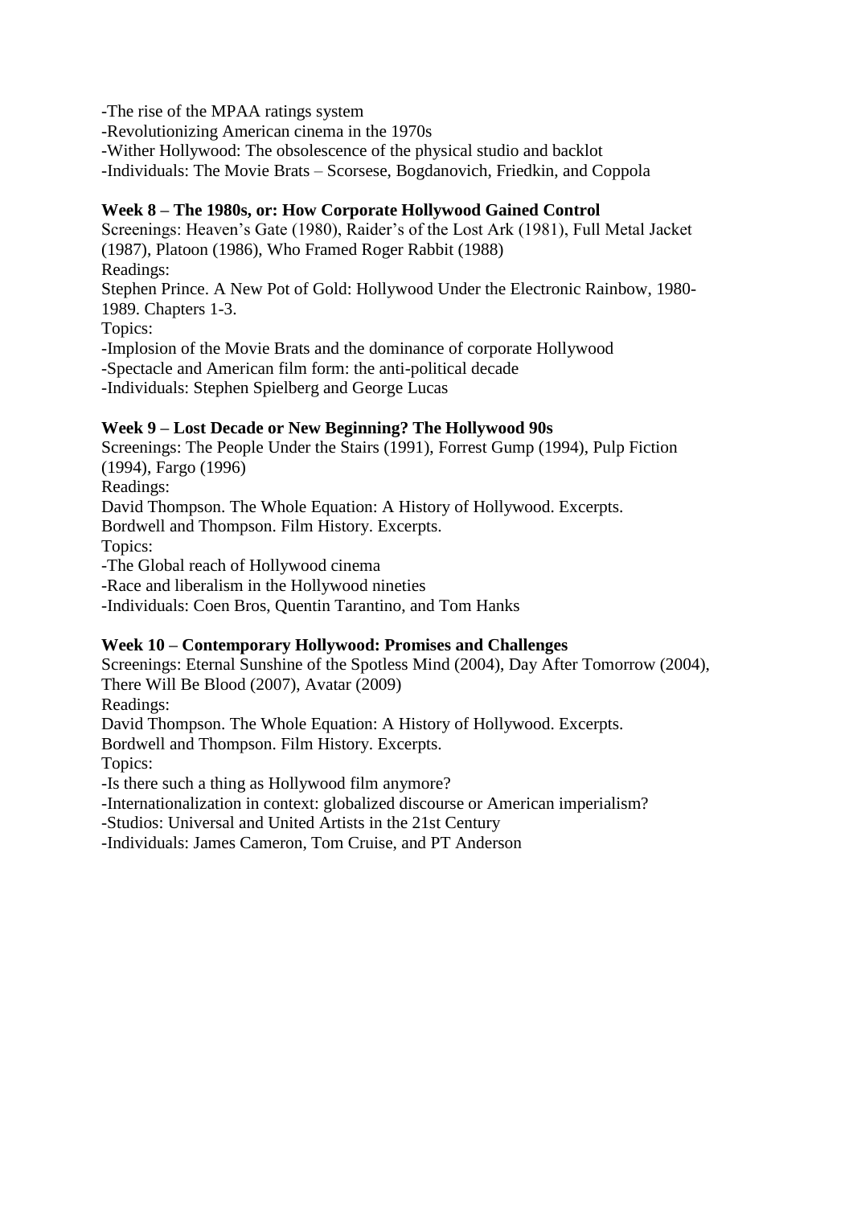-The rise of the MPAA ratings system
-Revolutionizing American cinema in the 1970s
-Wither Hollywood: The obsolescence of the physical studio and backlot
-Individuals: The Movie Brats – Scorsese, Bogdanovich, Friedkin, and Coppola

**Week 8 – The 1980s, or: How Corporate Hollywood Gained Control**
Screenings: Heaven's Gate (1980), Raider's of the Lost Ark (1981), Full Metal Jacket (1987), Platoon (1986), Who Framed Roger Rabbit (1988)
Readings:
Stephen Prince. A New Pot of Gold: Hollywood Under the Electronic Rainbow, 1980-1989. Chapters 1-3.
Topics:
-Implosion of the Movie Brats and the dominance of corporate Hollywood
-Spectacle and American film form: the anti-political decade
-Individuals: Stephen Spielberg and George Lucas

**Week 9 – Lost Decade or New Beginning? The Hollywood 90s**
Screenings: The People Under the Stairs (1991), Forrest Gump (1994), Pulp Fiction (1994), Fargo (1996)
Readings:
David Thompson. The Whole Equation: A History of Hollywood. Excerpts.
Bordwell and Thompson. Film History. Excerpts.
Topics:
-The Global reach of Hollywood cinema
-Race and liberalism in the Hollywood nineties
-Individuals: Coen Bros, Quentin Tarantino, and Tom Hanks

**Week 10 – Contemporary Hollywood: Promises and Challenges**
Screenings: Eternal Sunshine of the Spotless Mind (2004), Day After Tomorrow (2004), There Will Be Blood (2007), Avatar (2009)
Readings:
David Thompson. The Whole Equation: A History of Hollywood. Excerpts.
Bordwell and Thompson. Film History. Excerpts.
Topics:
-Is there such a thing as Hollywood film anymore?
-Internationalization in context: globalized discourse or American imperialism?
-Studios: Universal and United Artists in the 21st Century
-Individuals: James Cameron, Tom Cruise, and PT Anderson